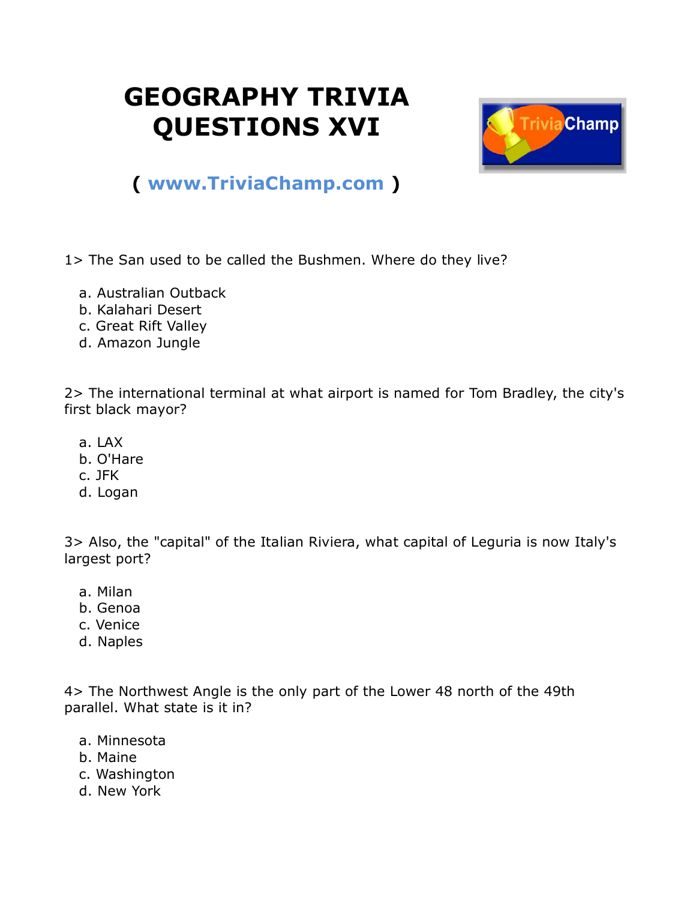# GEOGRAPHY TRIVIA QUESTIONS XVI

( www.TriviaChamp.com )

1> The San used to be called the Bushmen. Where do they live?

a. Australian Outback
b. Kalahari Desert
c. Great Rift Valley
d. Amazon Jungle

2> The international terminal at what airport is named for Tom Bradley, the city's first black mayor?

a. LAX
b. O'Hare
c. JFK
d. Logan

3> Also, the "capital" of the Italian Riviera, what capital of Leguria is now Italy's largest port?

a. Milan
b. Genoa
c. Venice
d. Naples

4> The Northwest Angle is the only part of the Lower 48 north of the 49th parallel. What state is it in?

a. Minnesota
b. Maine
c. Washington
d. New York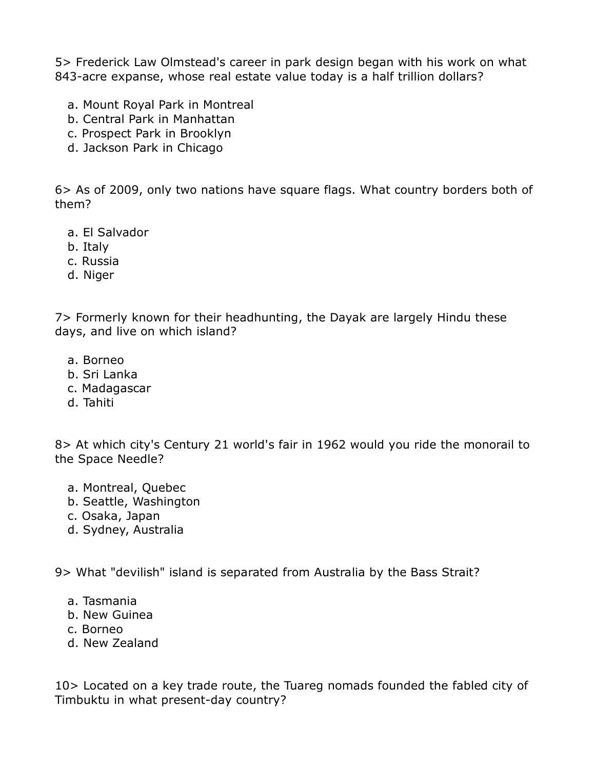5> Frederick Law Olmstead's career in park design began with his work on what 843-acre expanse, whose real estate value today is a half trillion dollars?

a. Mount Royal Park in Montreal
b. Central Park in Manhattan
c. Prospect Park in Brooklyn
d. Jackson Park in Chicago

6> As of 2009, only two nations have square flags. What country borders both of them?

a. El Salvador
b. Italy
c. Russia
d. Niger

7> Formerly known for their headhunting, the Dayak are largely Hindu these days, and live on which island?

a. Borneo
b. Sri Lanka
c. Madagascar
d. Tahiti

8> At which city's Century 21 world's fair in 1962 would you ride the monorail to the Space Needle?

a. Montreal, Quebec
b. Seattle, Washington
c. Osaka, Japan
d. Sydney, Australia

9> What "devilish" island is separated from Australia by the Bass Strait?

a. Tasmania
b. New Guinea
c. Borneo
d. New Zealand

10> Located on a key trade route, the Tuareg nomads founded the fabled city of Timbuktu in what present-day country?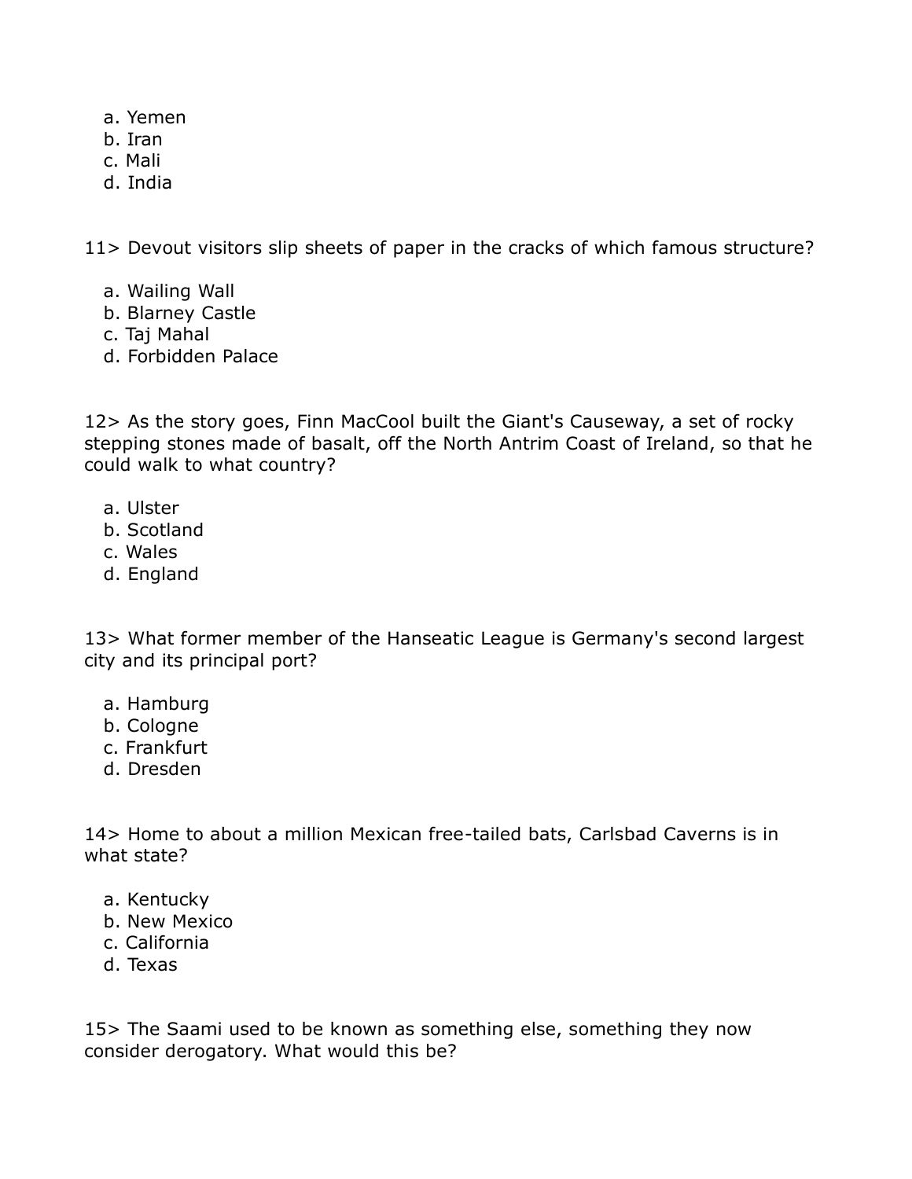a. Yemen
b. Iran
c. Mali
d. India

11> Devout visitors slip sheets of paper in the cracks of which famous structure?

a. Wailing Wall
b. Blarney Castle
c. Taj Mahal
d. Forbidden Palace

12> As the story goes, Finn MacCool built the Giant's Causeway, a set of rocky stepping stones made of basalt, off the North Antrim Coast of Ireland, so that he could walk to what country?

a. Ulster
b. Scotland
c. Wales
d. England

13> What former member of the Hanseatic League is Germany's second largest city and its principal port?

a. Hamburg
b. Cologne
c. Frankfurt
d. Dresden

14> Home to about a million Mexican free-tailed bats, Carlsbad Caverns is in what state?

a. Kentucky
b. New Mexico
c. California
d. Texas

15> The Saami used to be known as something else, something they now consider derogatory. What would this be?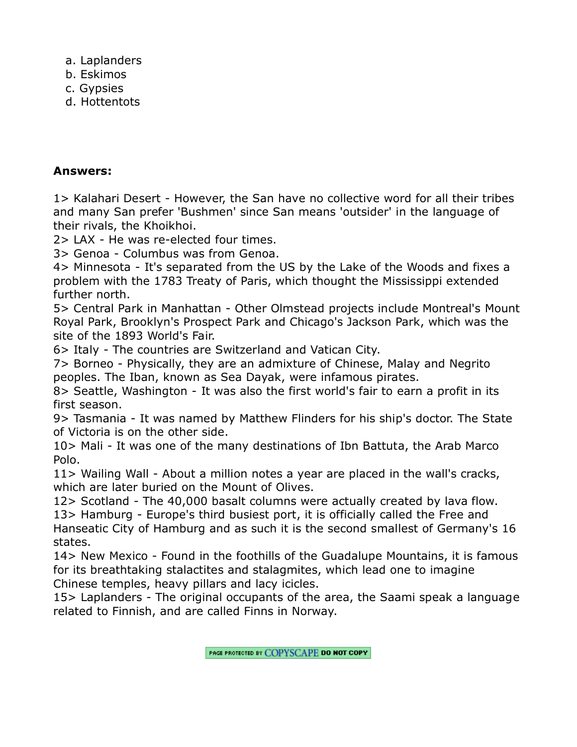a. Laplanders
b. Eskimos
c. Gypsies
d. Hottentots

**Answers:**

1> Kalahari Desert - However, the San have no collective word for all their tribes and many San prefer 'Bushmen' since San means 'outsider' in the language of their rivals, the Khoikhoi.
2> LAX - He was re-elected four times.
3> Genoa - Columbus was from Genoa.
4> Minnesota - It's separated from the US by the Lake of the Woods and fixes a problem with the 1783 Treaty of Paris, which thought the Mississippi extended further north.
5> Central Park in Manhattan - Other Olmstead projects include Montreal's Mount Royal Park, Brooklyn's Prospect Park and Chicago's Jackson Park, which was the site of the 1893 World's Fair.
6> Italy - The countries are Switzerland and Vatican City.
7> Borneo - Physically, they are an admixture of Chinese, Malay and Negrito peoples. The Iban, known as Sea Dayak, were infamous pirates.
8> Seattle, Washington - It was also the first world's fair to earn a profit in its first season.
9> Tasmania - It was named by Matthew Flinders for his ship's doctor. The State of Victoria is on the other side.
10> Mali - It was one of the many destinations of Ibn Battuta, the Arab Marco Polo.
11> Wailing Wall - About a million notes a year are placed in the wall's cracks, which are later buried on the Mount of Olives.
12> Scotland - The 40,000 basalt columns were actually created by lava flow.
13> Hamburg - Europe's third busiest port, it is officially called the Free and Hanseatic City of Hamburg and as such it is the second smallest of Germany's 16 states.
14> New Mexico - Found in the foothills of the Guadalupe Mountains, it is famous for its breathtaking stalactites and stalagmites, which lead one to imagine Chinese temples, heavy pillars and lacy icicles.
15> Laplanders - The original occupants of the area, the Saami speak a language related to Finnish, and are called Finns in Norway.

PAGE PROTECTED BY COPYSCAPE DO NOT COPY